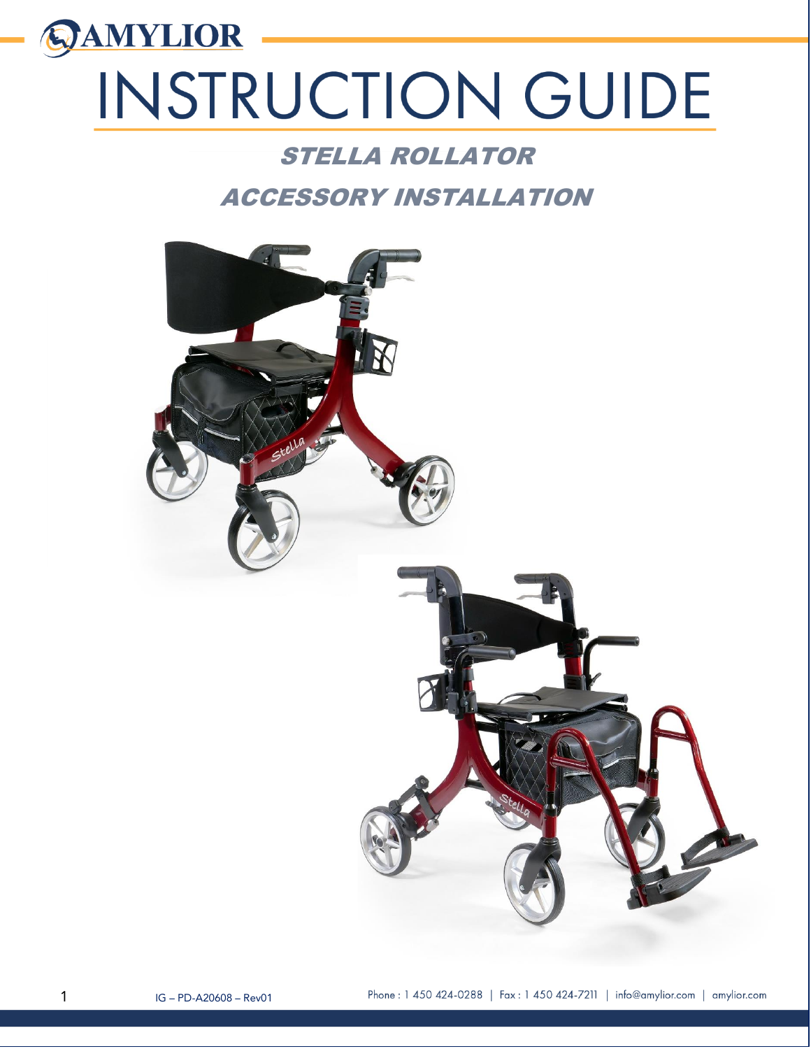AMYLIOR

# INSTRUCTION GUIDE

## *STELLA ROLLATOR*

## *ACCESSORY INSTALLATION*

IG – PD-A20608 – Rev01

Phone : 1 450 424-0288 | Fax : 1 450 424-7211 | info@amylior.com | amylior.com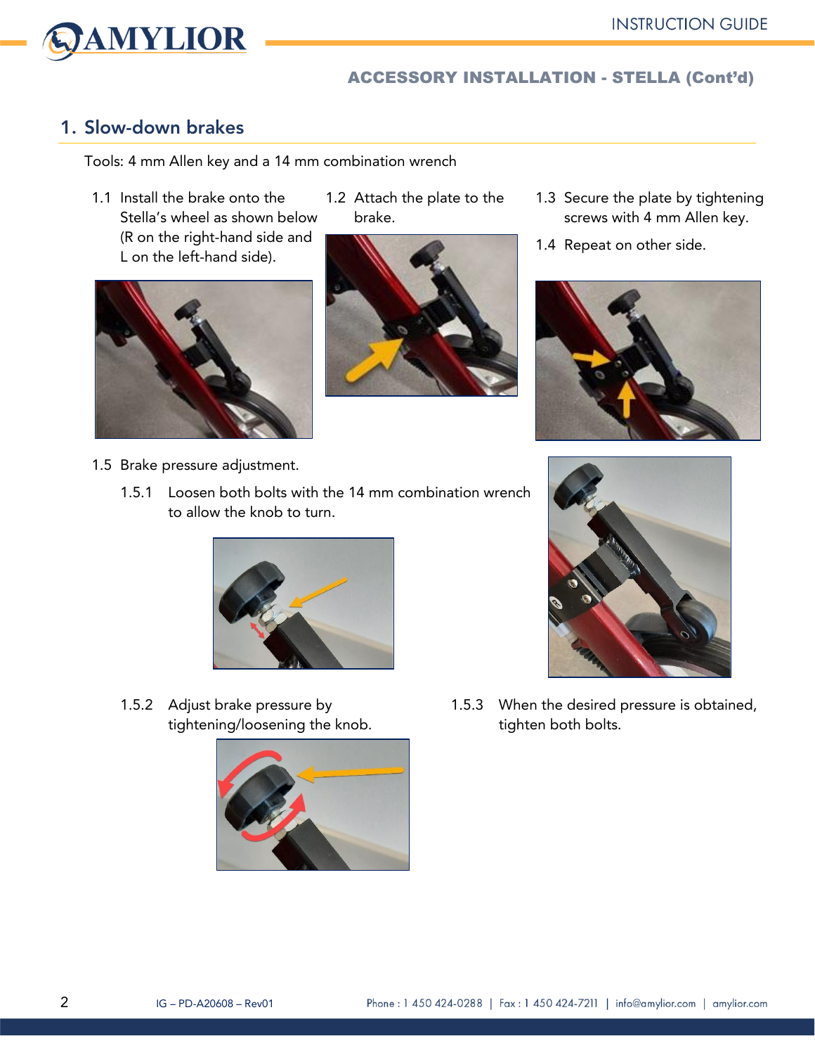## ACCESSORY INSTALLATION - STELLA (Cont'd)

## 1. Slow-down brakes

Tools: 4 mm Allen key and a 14 mm combination wrench

1.1 Install the brake onto the Stella's wheel as shown below (R on the right-hand side and L on the left-hand side).

1.2 Attach the plate to the brake.

1.3 Secure the plate by tightening screws with 4 mm Allen key.

1.4 Repeat on other side.

1.5 Brake pressure adjustment.

1.5.1 Loosen both bolts with the 14 mm combination wrench to allow the knob to turn.

1.5.2 Adjust brake pressure by tightening/loosening the knob.

1.5.3 When the desired pressure is obtained, tighten both bolts.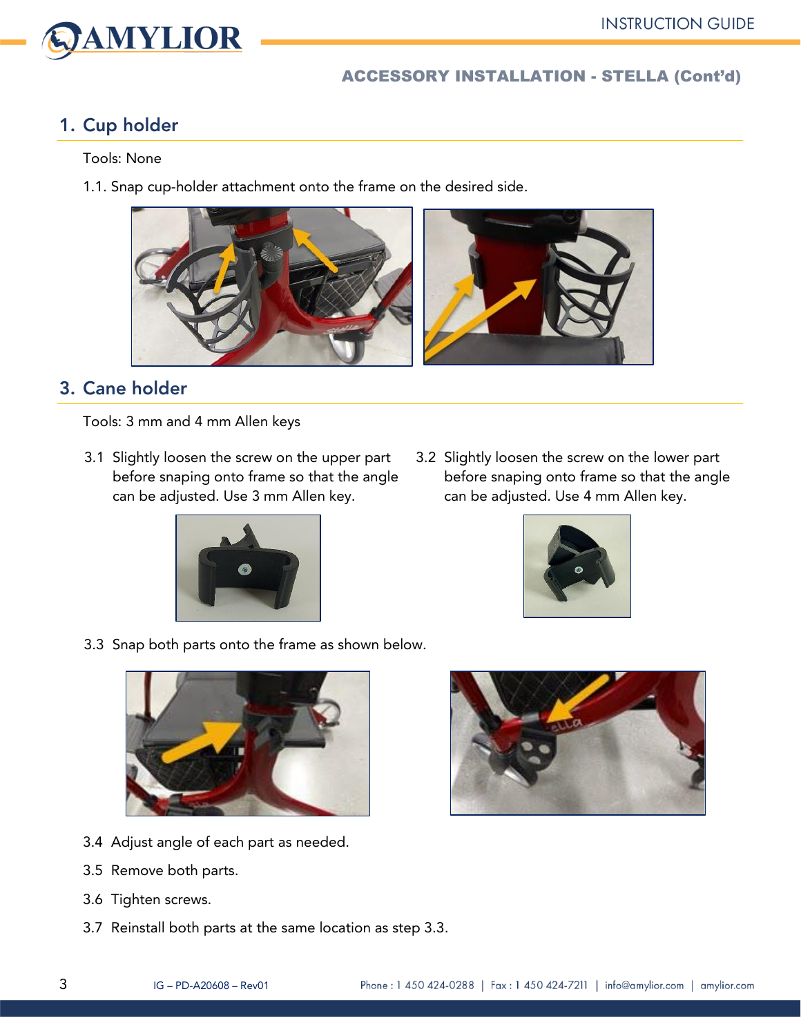ACCESSORY INSTALLATION - STELLA (Cont'd)

## 1. Cup holder

Tools: None

1.1. Snap cup-holder attachment onto the frame on the desired side.

## 3. Cane holder

Tools: 3 mm and 4 mm Allen keys

3.1 Slightly loosen the screw on the upper part before snaping onto frame so that the angle can be adjusted. Use 3 mm Allen key.

3.2 Slightly loosen the screw on the lower part before snaping onto frame so that the angle can be adjusted. Use 4 mm Allen key.

3.3 Snap both parts onto the frame as shown below.

3.4 Adjust angle of each part as needed.

3.5 Remove both parts.

3.6 Tighten screws.

3.7 Reinstall both parts at the same location as step 3.3.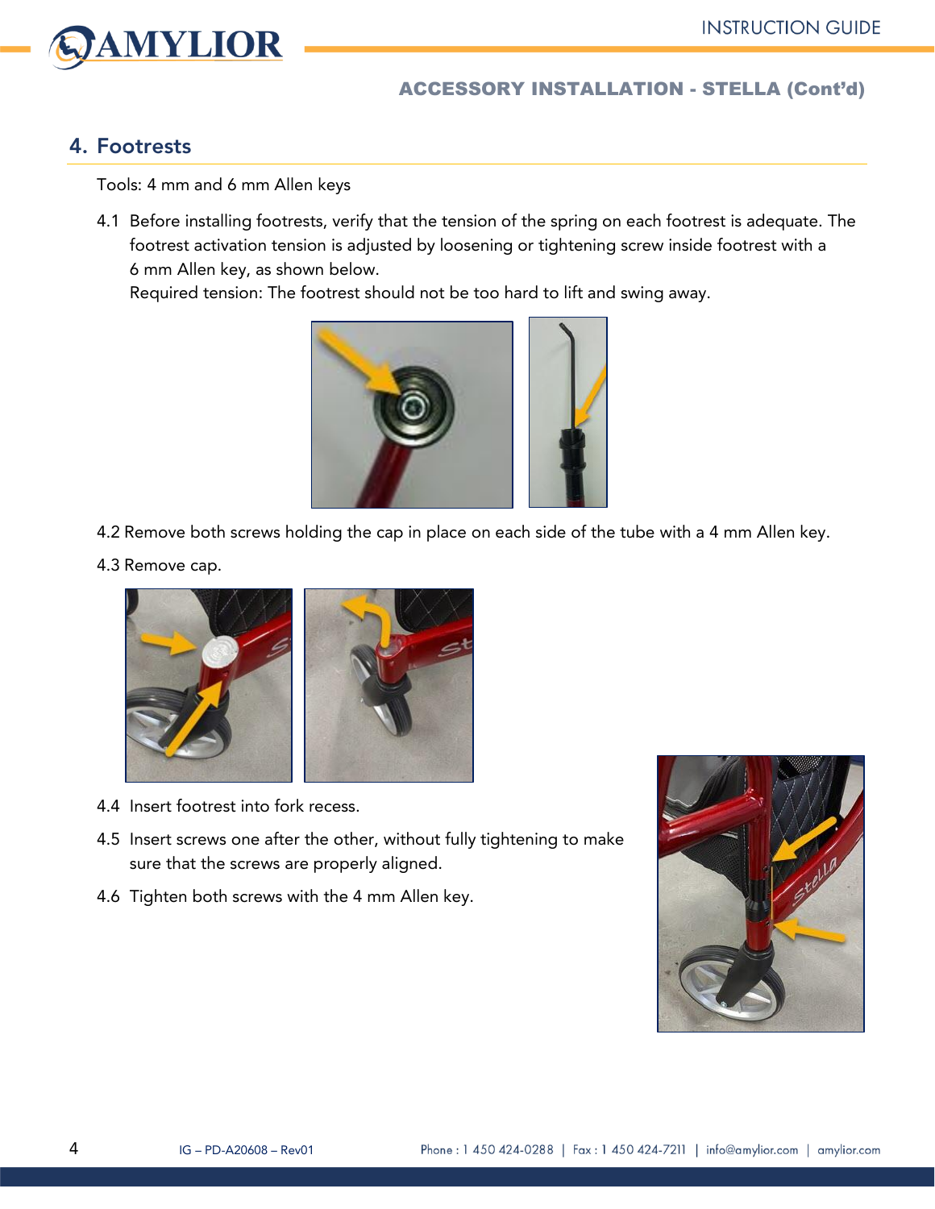## ACCESSORY INSTALLATION - STELLA (Cont'd)

## 4. Footrests

Tools: 4 mm and 6 mm Allen keys

4.1 Before installing footrests, verify that the tension of the spring on each footrest is adequate. The footrest activation tension is adjusted by loosening or tightening screw inside footrest with a 6 mm Allen key, as shown below.
Required tension: The footrest should not be too hard to lift and swing away.

4.2 Remove both screws holding the cap in place on each side of the tube with a 4 mm Allen key.

4.3 Remove cap.

4.4 Insert footrest into fork recess.

4.5 Insert screws one after the other, without fully tightening to make sure that the screws are properly aligned.

4.6 Tighten both screws with the 4 mm Allen key.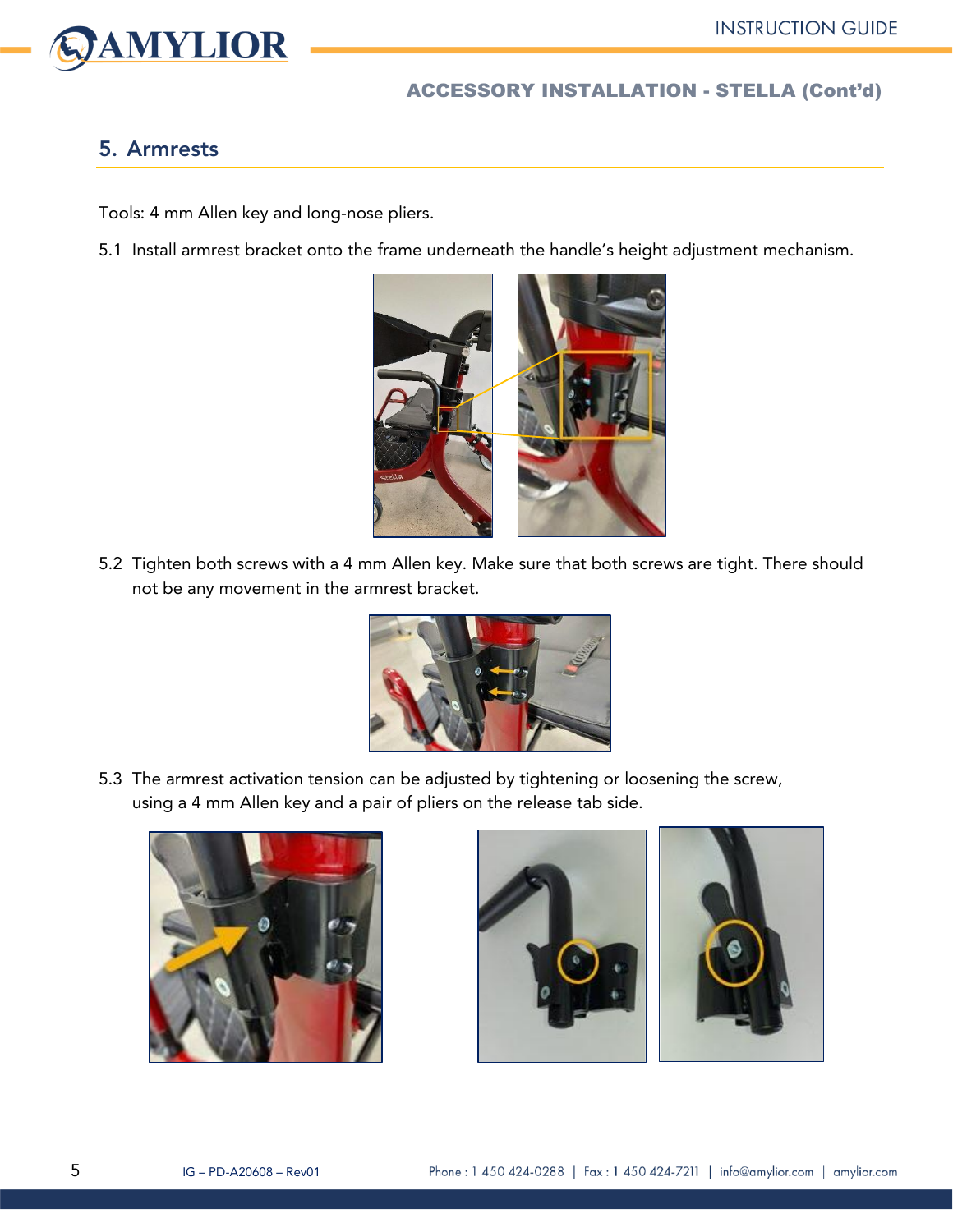## ACCESSORY INSTALLATION - STELLA (Cont'd)

## 5. Armrests

Tools: 4 mm Allen key and long-nose pliers.

5.1 Install armrest bracket onto the frame underneath the handle's height adjustment mechanism.

5.2 Tighten both screws with a 4 mm Allen key. Make sure that both screws are tight. There should not be any movement in the armrest bracket.

5.3 The armrest activation tension can be adjusted by tightening or loosening the screw, using a 4 mm Allen key and a pair of pliers on the release tab side.